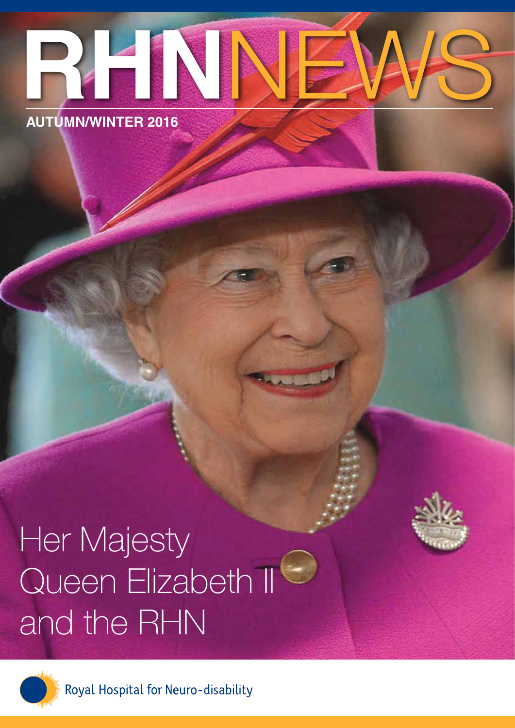# RHNNEWS

**AUTUMN/WINTER 2016**

## Her Majesty Queen Elizabeth II and the RHN

Royal Hospital for Neuro-disability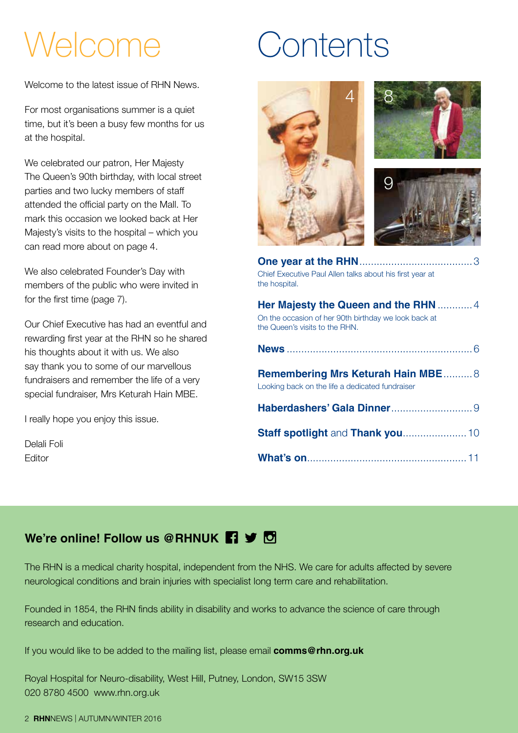# Welcome

Welcome to the latest issue of RHN News.

For most organisations summer is a quiet time, but it's been a busy few months for us at the hospital.

We celebrated our patron, Her Majesty The Queen's 90th birthday, with local street parties and two lucky members of staff attended the official party on the Mall. To mark this occasion we looked back at Her Majesty's visits to the hospital – which you can read more about on page 4.

We also celebrated Founder's Day with members of the public who were invited in for the first time (page 7).

Our Chief Executive has had an eventful and rewarding first year at the RHN so he shared his thoughts about it with us. We also say thank you to some of our marvellous fundraisers and remember the life of a very special fundraiser, Mrs Keturah Hain MBE.

I really hope you enjoy this issue.

Delali Foli
Editor

# Contents

**One year at the RHN** ........................................ 3
Chief Executive Paul Allen talks about his first year at the hospital.

**Her Majesty the Queen and the RHN** ............ 4
On the occasion of her 90th birthday we look back at the Queen's visits to the RHN.

**News** ................................................................ 6

**Remembering Mrs Keturah Hain MBE** .......... 8
Looking back on the life a dedicated fundraiser

**Haberdashers' Gala Dinner** ............................ 9

**Staff spotlight** and **Thank you** ...................... 10

**What's on** ........................................................ 11

**We're online! Follow us @RHNUK**

The RHN is a medical charity hospital, independent from the NHS. We care for adults affected by severe neurological conditions and brain injuries with specialist long term care and rehabilitation.

Founded in 1854, the RHN finds ability in disability and works to advance the science of care through research and education.

If you would like to be added to the mailing list, please email **comms@rhn.org.uk**

Royal Hospital for Neuro-disability, West Hill, Putney, London, SW15 3SW
020 8780 4500 www.rhn.org.uk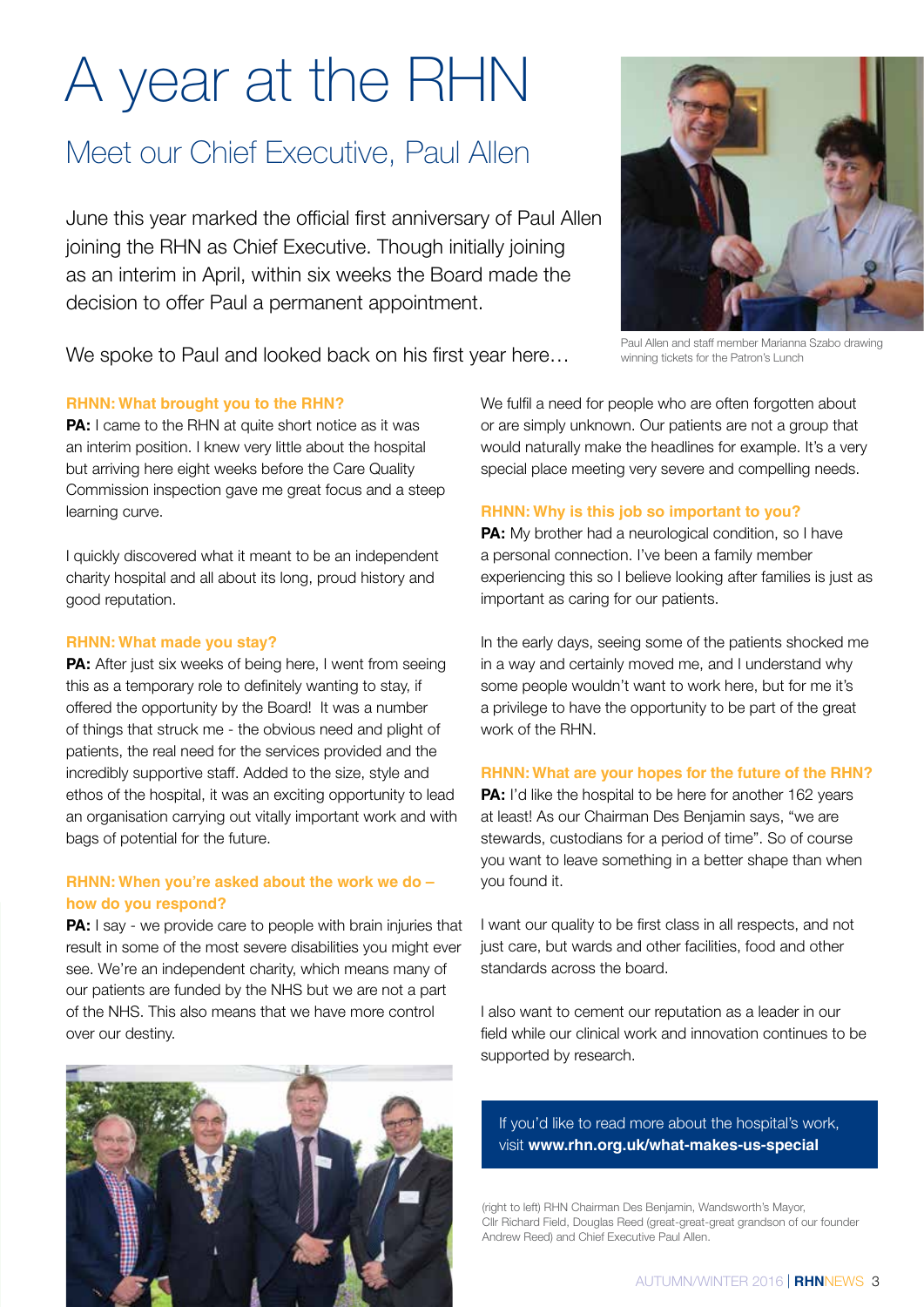# A year at the RHN

## Meet our Chief Executive, Paul Allen

June this year marked the official first anniversary of Paul Allen joining the RHN as Chief Executive. Though initially joining as an interim in April, within six weeks the Board made the decision to offer Paul a permanent appointment.

We spoke to Paul and looked back on his first year here…

Paul Allen and staff member Marianna Szabo drawing winning tickets for the Patron's Lunch

**RHNN: What brought you to the RHN?**

**PA:** I came to the RHN at quite short notice as it was an interim position. I knew very little about the hospital but arriving here eight weeks before the Care Quality Commission inspection gave me great focus and a steep learning curve.

I quickly discovered what it meant to be an independent charity hospital and all about its long, proud history and good reputation.

**RHNN: What made you stay?**

**PA:** After just six weeks of being here, I went from seeing this as a temporary role to definitely wanting to stay, if offered the opportunity by the Board! It was a number of things that struck me - the obvious need and plight of patients, the real need for the services provided and the incredibly supportive staff. Added to the size, style and ethos of the hospital, it was an exciting opportunity to lead an organisation carrying out vitally important work and with bags of potential for the future.

**RHNN: When you're asked about the work we do – how do you respond?**

**PA:** I say - we provide care to people with brain injuries that result in some of the most severe disabilities you might ever see. We're an independent charity, which means many of our patients are funded by the NHS but we are not a part of the NHS. This also means that we have more control over our destiny.

We fulfil a need for people who are often forgotten about or are simply unknown. Our patients are not a group that would naturally make the headlines for example. It's a very special place meeting very severe and compelling needs.

**RHNN: Why is this job so important to you?**

**PA:** My brother had a neurological condition, so I have a personal connection. I've been a family member experiencing this so I believe looking after families is just as important as caring for our patients.

In the early days, seeing some of the patients shocked me in a way and certainly moved me, and I understand why some people wouldn't want to work here, but for me it's a privilege to have the opportunity to be part of the great work of the RHN.

**RHNN: What are your hopes for the future of the RHN?**

**PA:** I'd like the hospital to be here for another 162 years at least! As our Chairman Des Benjamin says, "we are stewards, custodians for a period of time". So of course you want to leave something in a better shape than when you found it.

I want our quality to be first class in all respects, and not just care, but wards and other facilities, food and other standards across the board.

I also want to cement our reputation as a leader in our field while our clinical work and innovation continues to be supported by research.

If you'd like to read more about the hospital's work, visit **www.rhn.org.uk/what-makes-us-special**

(right to left) RHN Chairman Des Benjamin, Wandsworth's Mayor, Cllr Richard Field, Douglas Reed (great-great-great grandson of our founder Andrew Reed) and Chief Executive Paul Allen.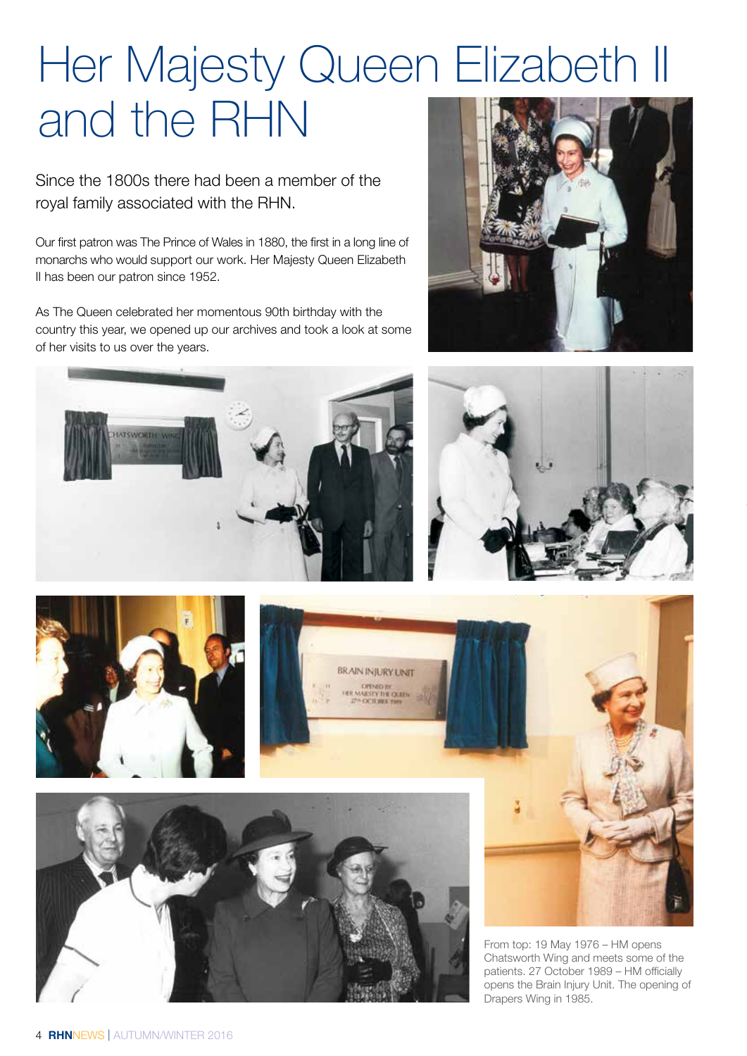# Her Majesty Queen Elizabeth II and the RHN

Since the 1800s there had been a member of the royal family associated with the RHN.

Our first patron was The Prince of Wales in 1880, the first in a long line of monarchs who would support our work. Her Majesty Queen Elizabeth II has been our patron since 1952.

As The Queen celebrated her momentous 90th birthday with the country this year, we opened up our archives and took a look at some of her visits to us over the years.

From top: 19 May 1976 – HM opens Chatsworth Wing and meets some of the patients. 27 October 1989 – HM officially opens the Brain Injury Unit. The opening of Drapers Wing in 1985.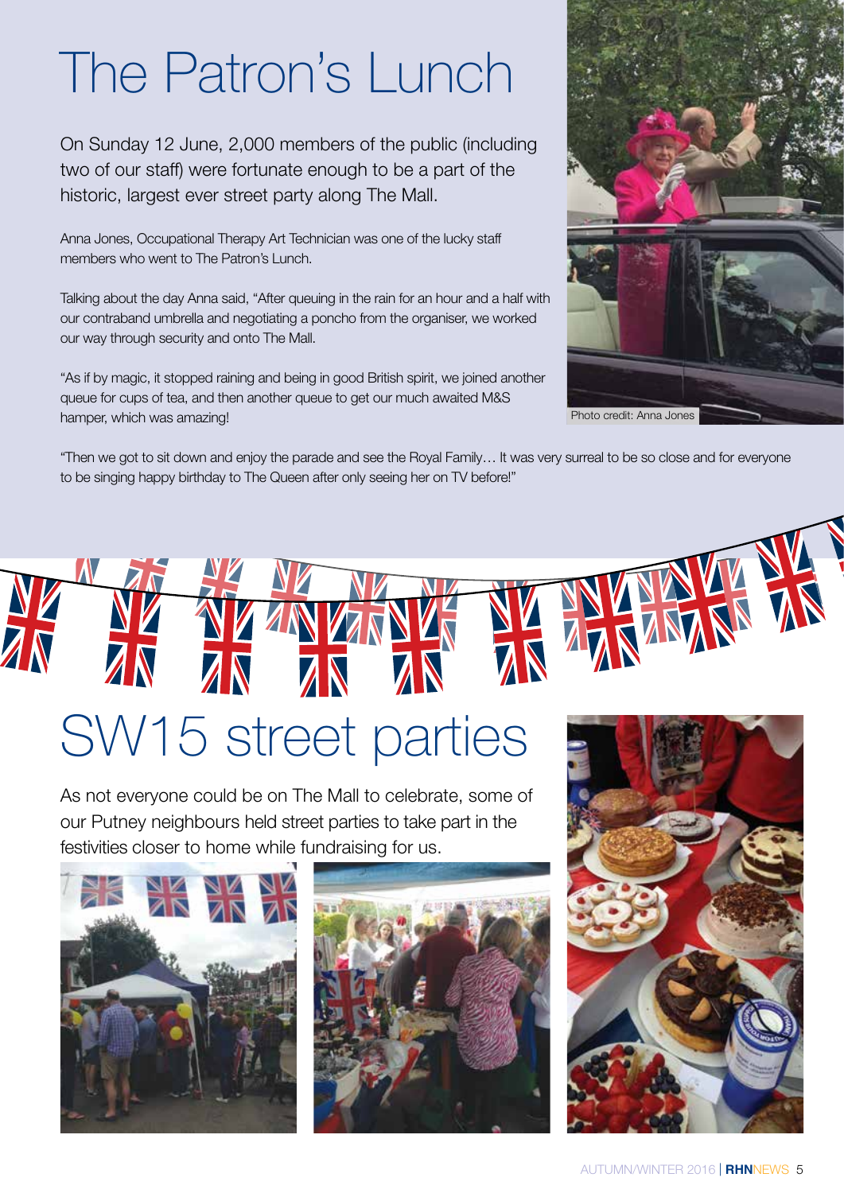# The Patron's Lunch

On Sunday 12 June, 2,000 members of the public (including two of our staff) were fortunate enough to be a part of the historic, largest ever street party along The Mall.

Anna Jones, Occupational Therapy Art Technician was one of the lucky staff members who went to The Patron's Lunch.

Talking about the day Anna said, "After queuing in the rain for an hour and a half with our contraband umbrella and negotiating a poncho from the organiser, we worked our way through security and onto The Mall.

"As if by magic, it stopped raining and being in good British spirit, we joined another queue for cups of tea, and then another queue to get our much awaited M&S hamper, which was amazing!

"Then we got to sit down and enjoy the parade and see the Royal Family… It was very surreal to be so close and for everyone to be singing happy birthday to The Queen after only seeing her on TV before!"

Photo credit: Anna Jones

# SW15 street parties

As not everyone could be on The Mall to celebrate, some of our Putney neighbours held street parties to take part in the festivities closer to home while fundraising for us.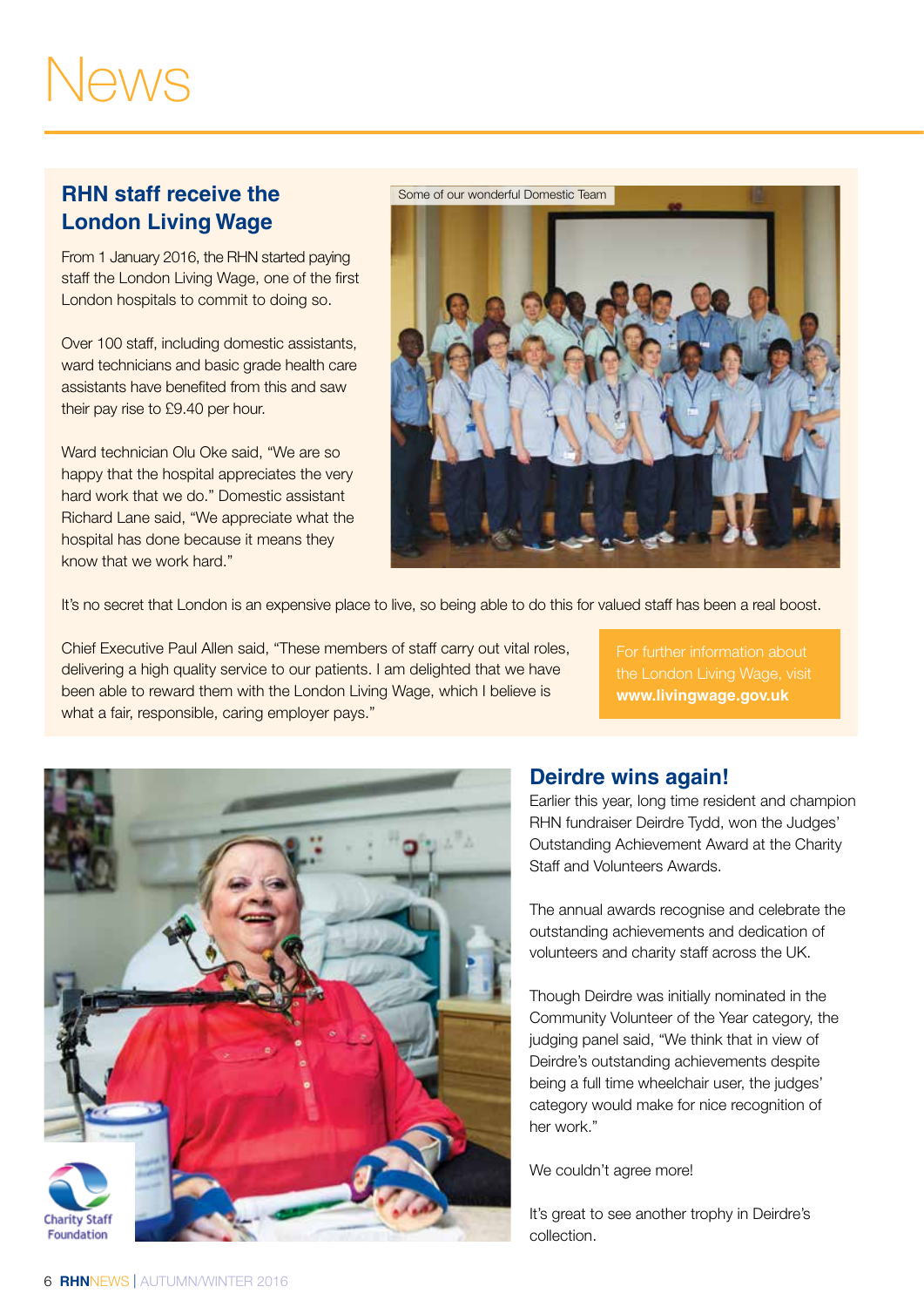# News

## RHN staff receive the London Living Wage

From 1 January 2016, the RHN started paying staff the London Living Wage, one of the first London hospitals to commit to doing so.

Over 100 staff, including domestic assistants, ward technicians and basic grade health care assistants have benefited from this and saw their pay rise to £9.40 per hour.

Ward technician Olu Oke said, "We are so happy that the hospital appreciates the very hard work that we do." Domestic assistant Richard Lane said, "We appreciate what the hospital has done because it means they know that we work hard."

Some of our wonderful Domestic Team

It's no secret that London is an expensive place to live, so being able to do this for valued staff has been a real boost.

Chief Executive Paul Allen said, "These members of staff carry out vital roles, delivering a high quality service to our patients. I am delighted that we have been able to reward them with the London Living Wage, which I believe is what a fair, responsible, caring employer pays."

For further information about the London Living Wage, visit **www.livingwage.gov.uk**

## Deirdre wins again!

Earlier this year, long time resident and champion RHN fundraiser Deirdre Tydd, won the Judges' Outstanding Achievement Award at the Charity Staff and Volunteers Awards.

The annual awards recognise and celebrate the outstanding achievements and dedication of volunteers and charity staff across the UK.

Though Deirdre was initially nominated in the Community Volunteer of the Year category, the judging panel said, "We think that in view of Deirdre's outstanding achievements despite being a full time wheelchair user, the judges' category would make for nice recognition of her work."

We couldn't agree more!

It's great to see another trophy in Deirdre's collection.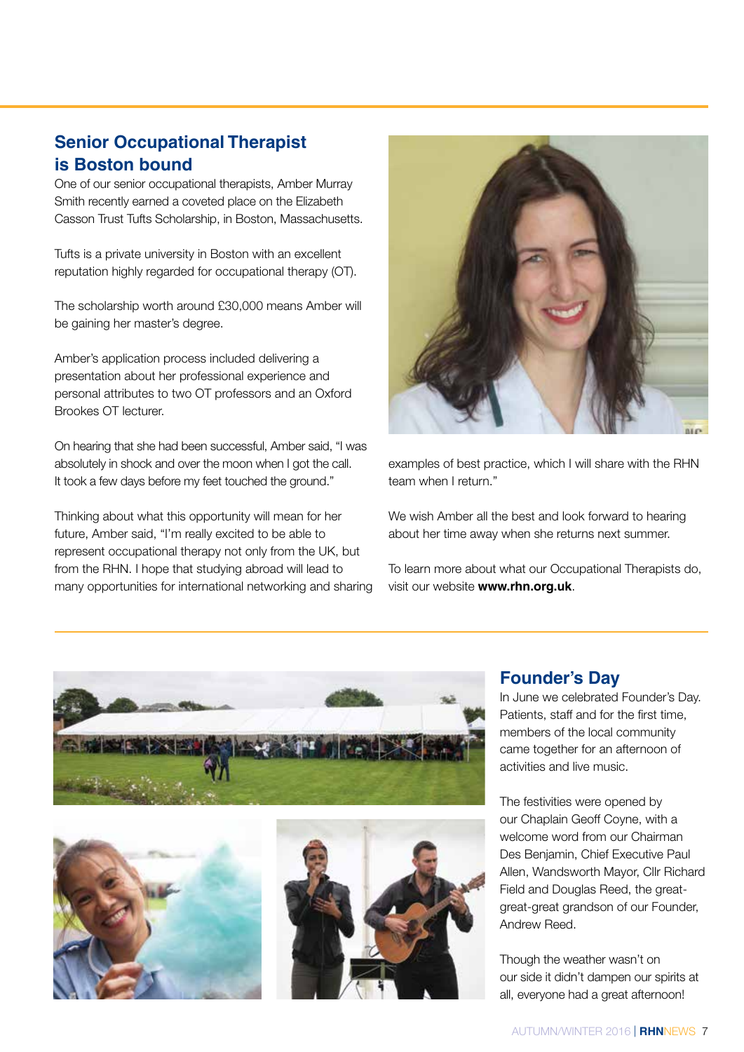## Senior Occupational Therapist is Boston bound

One of our senior occupational therapists, Amber Murray Smith recently earned a coveted place on the Elizabeth Casson Trust Tufts Scholarship, in Boston, Massachusetts.

Tufts is a private university in Boston with an excellent reputation highly regarded for occupational therapy (OT).

The scholarship worth around £30,000 means Amber will be gaining her master's degree.

Amber's application process included delivering a presentation about her professional experience and personal attributes to two OT professors and an Oxford Brookes OT lecturer.

On hearing that she had been successful, Amber said, "I was absolutely in shock and over the moon when I got the call. It took a few days before my feet touched the ground."

Thinking about what this opportunity will mean for her future, Amber said, "I'm really excited to be able to represent occupational therapy not only from the UK, but from the RHN. I hope that studying abroad will lead to many opportunities for international networking and sharing examples of best practice, which I will share with the RHN team when I return."

We wish Amber all the best and look forward to hearing about her time away when she returns next summer.

To learn more about what our Occupational Therapists do, visit our website **www.rhn.org.uk**.

## Founder's Day

In June we celebrated Founder's Day. Patients, staff and for the first time, members of the local community came together for an afternoon of activities and live music.

The festivities were opened by our Chaplain Geoff Coyne, with a welcome word from our Chairman Des Benjamin, Chief Executive Paul Allen, Wandsworth Mayor, Cllr Richard Field and Douglas Reed, the great-great-great grandson of our Founder, Andrew Reed.

Though the weather wasn't on our side it didn't dampen our spirits at all, everyone had a great afternoon!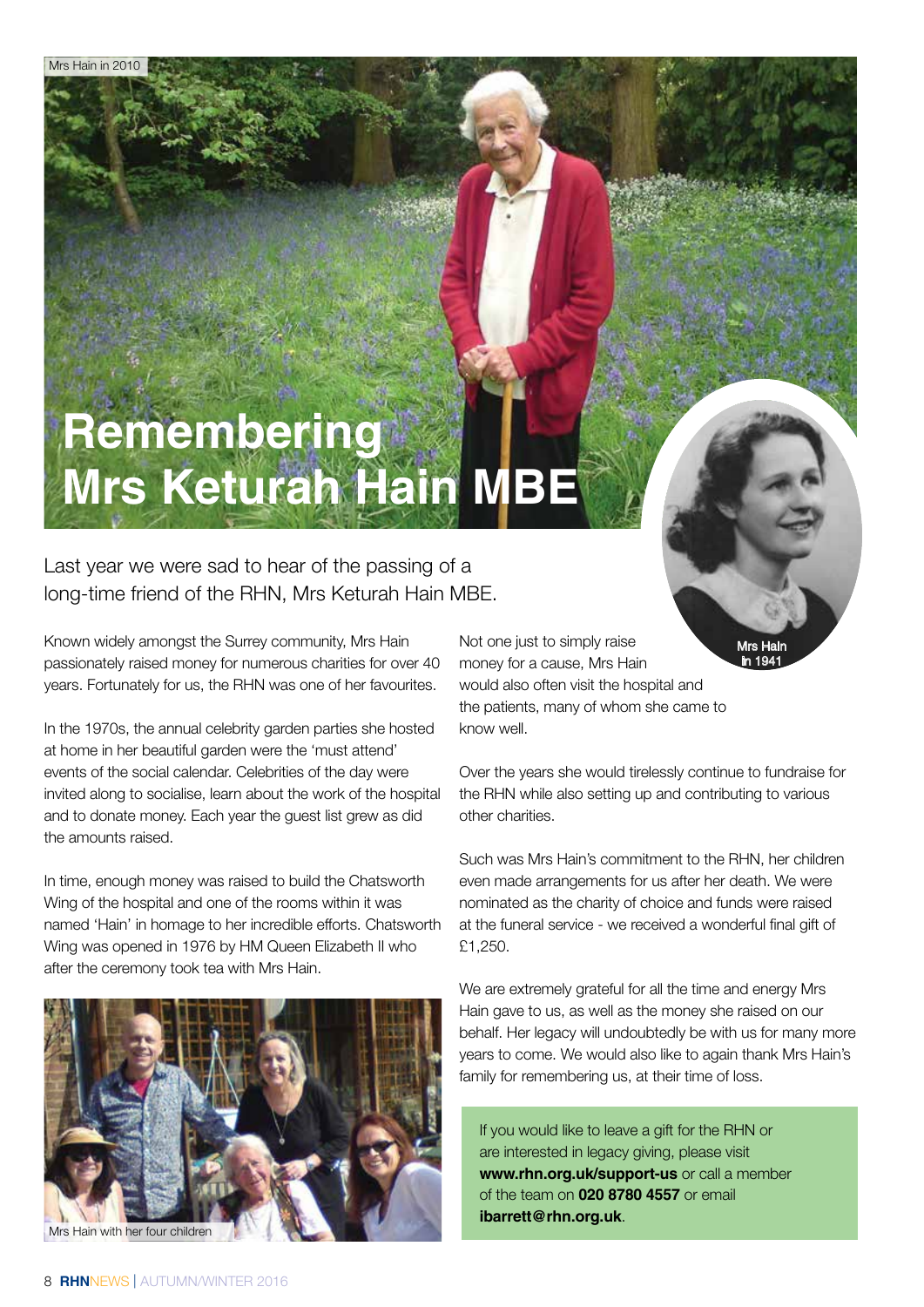Mrs Hain in 2010

# Remembering Mrs Keturah Hain MBE

Mrs Hain in 1941

Last year we were sad to hear of the passing of a long-time friend of the RHN, Mrs Keturah Hain MBE.

Known widely amongst the Surrey community, Mrs Hain passionately raised money for numerous charities for over 40 years. Fortunately for us, the RHN was one of her favourites.

In the 1970s, the annual celebrity garden parties she hosted at home in her beautiful garden were the 'must attend' events of the social calendar. Celebrities of the day were invited along to socialise, learn about the work of the hospital and to donate money. Each year the guest list grew as did the amounts raised.

In time, enough money was raised to build the Chatsworth Wing of the hospital and one of the rooms within it was named 'Hain' in homage to her incredible efforts. Chatsworth Wing was opened in 1976 by HM Queen Elizabeth II who after the ceremony took tea with Mrs Hain.

Mrs Hain with her four children

Not one just to simply raise money for a cause, Mrs Hain would also often visit the hospital and the patients, many of whom she came to know well.

Over the years she would tirelessly continue to fundraise for the RHN while also setting up and contributing to various other charities.

Such was Mrs Hain's commitment to the RHN, her children even made arrangements for us after her death. We were nominated as the charity of choice and funds were raised at the funeral service - we received a wonderful final gift of £1,250.

We are extremely grateful for all the time and energy Mrs Hain gave to us, as well as the money she raised on our behalf. Her legacy will undoubtedly be with us for many more years to come. We would also like to again thank Mrs Hain's family for remembering us, at their time of loss.

If you would like to leave a gift for the RHN or are interested in legacy giving, please visit **www.rhn.org.uk/support-us** or call a member of the team on **020 8780 4557** or email **ibarrett@rhn.org.uk**.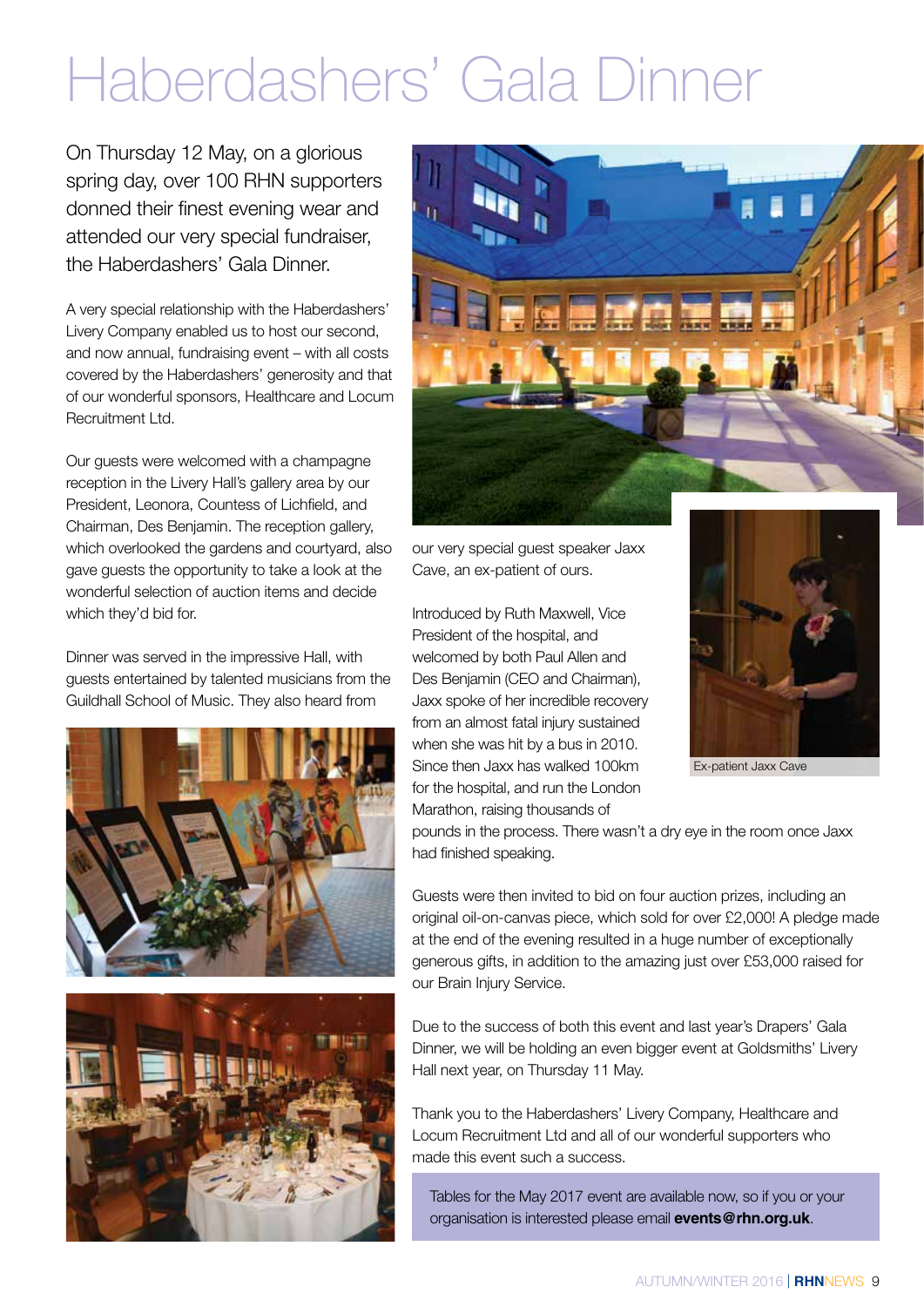# Haberdashers' Gala Dinner

On Thursday 12 May, on a glorious spring day, over 100 RHN supporters donned their finest evening wear and attended our very special fundraiser, the Haberdashers' Gala Dinner.

A very special relationship with the Haberdashers' Livery Company enabled us to host our second, and now annual, fundraising event – with all costs covered by the Haberdashers' generosity and that of our wonderful sponsors, Healthcare and Locum Recruitment Ltd.

Our guests were welcomed with a champagne reception in the Livery Hall's gallery area by our President, Leonora, Countess of Lichfield, and Chairman, Des Benjamin. The reception gallery, which overlooked the gardens and courtyard, also gave guests the opportunity to take a look at the wonderful selection of auction items and decide which they'd bid for.

Dinner was served in the impressive Hall, with guests entertained by talented musicians from the Guildhall School of Music. They also heard from our very special guest speaker Jaxx Cave, an ex-patient of ours.

Introduced by Ruth Maxwell, Vice President of the hospital, and welcomed by both Paul Allen and Des Benjamin (CEO and Chairman), Jaxx spoke of her incredible recovery from an almost fatal injury sustained when she was hit by a bus in 2010. Since then Jaxx has walked 100km for the hospital, and run the London Marathon, raising thousands of pounds in the process. There wasn't a dry eye in the room once Jaxx had finished speaking.

Ex-patient Jaxx Cave

Guests were then invited to bid on four auction prizes, including an original oil-on-canvas piece, which sold for over £2,000! A pledge made at the end of the evening resulted in a huge number of exceptionally generous gifts, in addition to the amazing just over £53,000 raised for our Brain Injury Service.

Due to the success of both this event and last year's Drapers' Gala Dinner, we will be holding an even bigger event at Goldsmiths' Livery Hall next year, on Thursday 11 May.

Thank you to the Haberdashers' Livery Company, Healthcare and Locum Recruitment Ltd and all of our wonderful supporters who made this event such a success.

Tables for the May 2017 event are available now, so if you or your organisation is interested please email **events@rhn.org.uk**.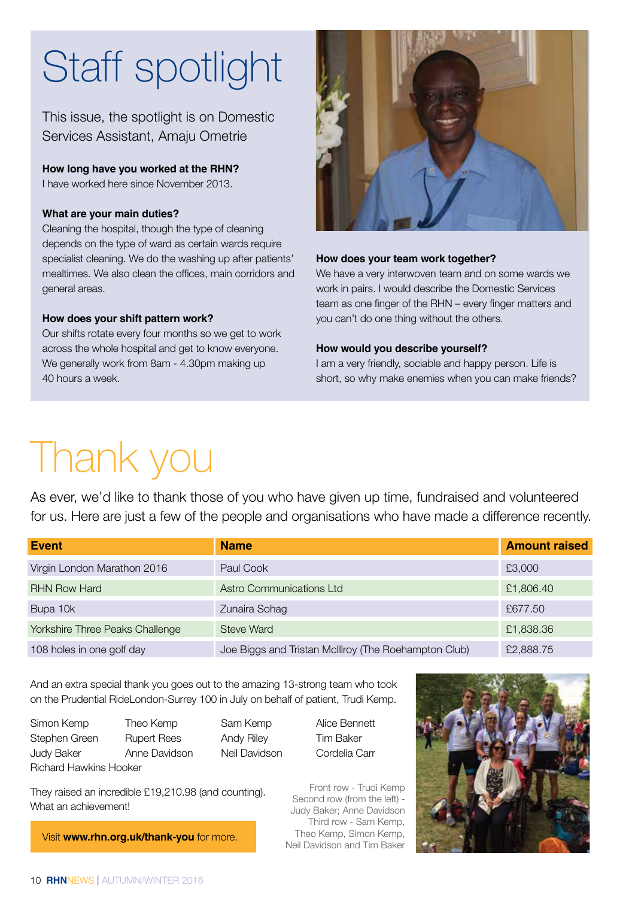# Staff spotlight

This issue, the spotlight is on Domestic Services Assistant, Amaju Ometrie

**How long have you worked at the RHN?**
I have worked here since November 2013.

**What are your main duties?**
Cleaning the hospital, though the type of cleaning depends on the type of ward as certain wards require specialist cleaning. We do the washing up after patients' mealtimes. We also clean the offices, main corridors and general areas.

**How does your shift pattern work?**
Our shifts rotate every four months so we get to work across the whole hospital and get to know everyone. We generally work from 8am - 4.30pm making up 40 hours a week.

**How does your team work together?**
We have a very interwoven team and on some wards we work in pairs. I would describe the Domestic Services team as one finger of the RHN – every finger matters and you can't do one thing without the others.

**How would you describe yourself?**
I am a very friendly, sociable and happy person. Life is short, so why make enemies when you can make friends?

# Thank you

As ever, we'd like to thank those of you who have given up time, fundraised and volunteered for us. Here are just a few of the people and organisations who have made a difference recently.

| Event | Name | Amount raised |
| --- | --- | --- |
| Virgin London Marathon 2016 | Paul Cook | £3,000 |
| RHN Row Hard | Astro Communications Ltd | £1,806.40 |
| Bupa 10k | Zunaira Sohag | £677.50 |
| Yorkshire Three Peaks Challenge | Steve Ward | £1,838.36 |
| 108 holes in one golf day | Joe Biggs and Tristan McIlroy (The Roehampton Club) | £2,888.75 |

And an extra special thank you goes out to the amazing 13-strong team who took on the Prudential RideLondon-Surrey 100 in July on behalf of patient, Trudi Kemp.

Simon Kemp, Theo Kemp, Sam Kemp, Alice Bennett, Stephen Green, Rupert Rees, Andy Riley, Tim Baker, Judy Baker, Anne Davidson, Neil Davidson, Cordelia Carr, Richard Hawkins Hooker

They raised an incredible £19,210.98 (and counting). What an achievement!

Visit **www.rhn.org.uk/thank-you** for more.

Front row - Trudi Kemp
Second row (from the left) - Judy Baker; Anne Davidson
Third row - Sam Kemp, Theo Kemp, Simon Kemp, Neil Davidson and Tim Baker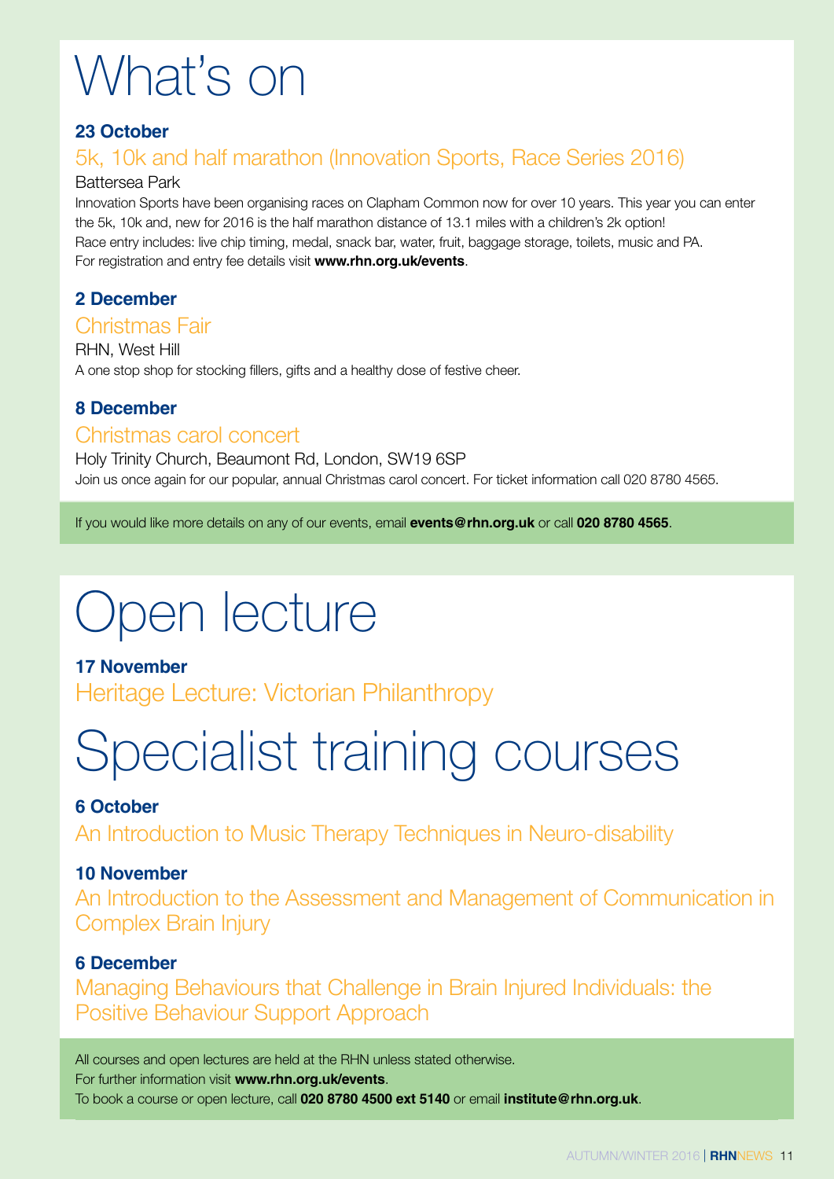# What's on

**23 October**

### 5k, 10k and half marathon (Innovation Sports, Race Series 2016)

Battersea Park

Innovation Sports have been organising races on Clapham Common now for over 10 years. This year you can enter the 5k, 10k and, new for 2016 is the half marathon distance of 13.1 miles with a children's 2k option!
Race entry includes: live chip timing, medal, snack bar, water, fruit, baggage storage, toilets, music and PA.
For registration and entry fee details visit **www.rhn.org.uk/events**.

**2 December**

### Christmas Fair

RHN, West Hill

A one stop shop for stocking fillers, gifts and a healthy dose of festive cheer.

**8 December**

### Christmas carol concert

Holy Trinity Church, Beaumont Rd, London, SW19 6SP

Join us once again for our popular, annual Christmas carol concert. For ticket information call 020 8780 4565.

If you would like more details on any of our events, email **events@rhn.org.uk** or call **020 8780 4565**.

# Open lecture

**17 November**

### Heritage Lecture: Victorian Philanthropy

# Specialist training courses

**6 October**

### An Introduction to Music Therapy Techniques in Neuro-disability

**10 November**

### An Introduction to the Assessment and Management of Communication in Complex Brain Injury

**6 December**

### Managing Behaviours that Challenge in Brain Injured Individuals: the Positive Behaviour Support Approach

All courses and open lectures are held at the RHN unless stated otherwise.
For further information visit **www.rhn.org.uk/events**.
To book a course or open lecture, call **020 8780 4500 ext 5140** or email **institute@rhn.org.uk**.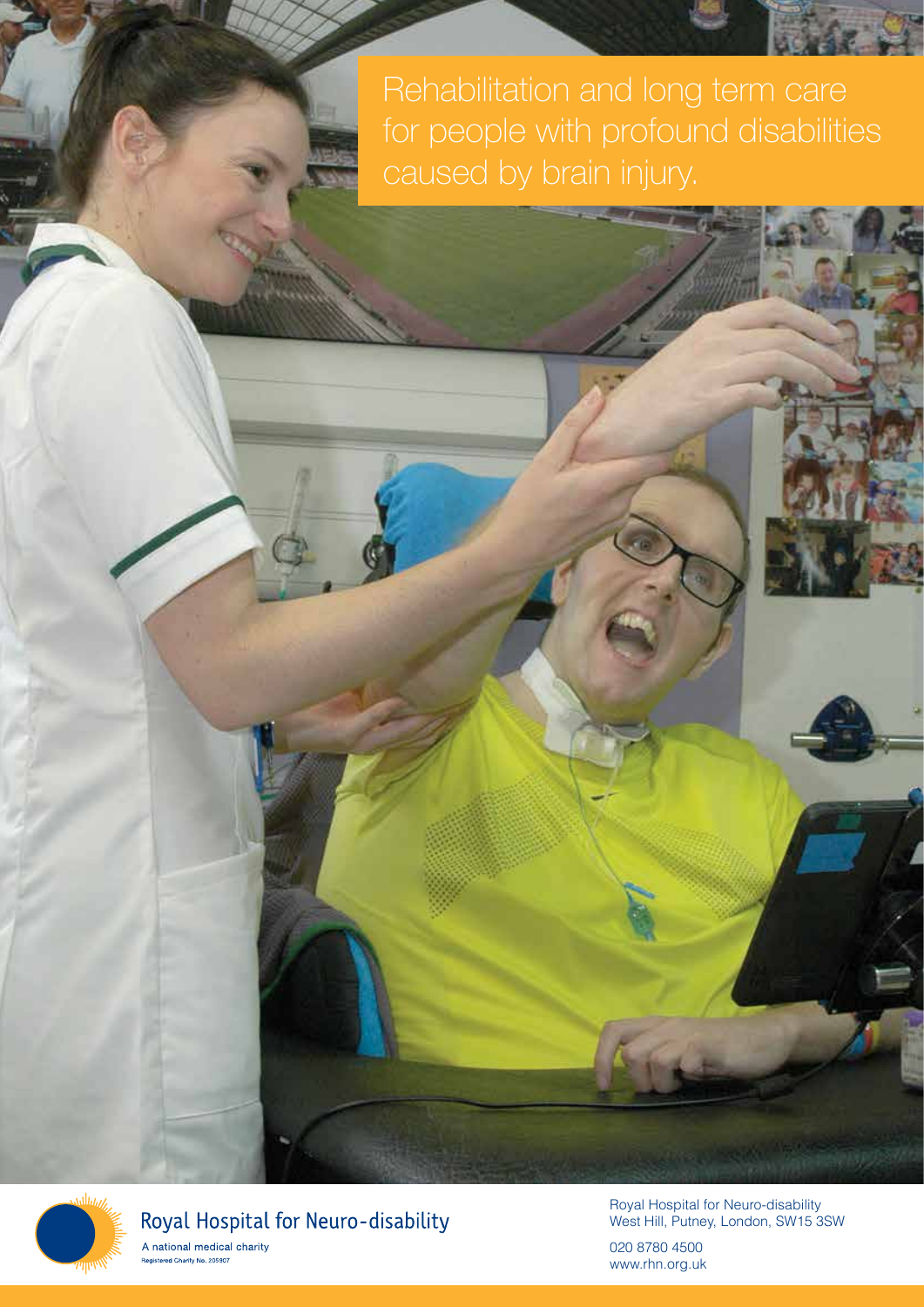Rehabilitation and long term care for people with profound disabilities caused by brain injury.

Royal Hospital for Neuro-disability

A national medical charity

Registered Charity No. 205907

Royal Hospital for Neuro-disability
West Hill, Putney, London, SW15 3SW

020 8780 4500
www.rhn.org.uk